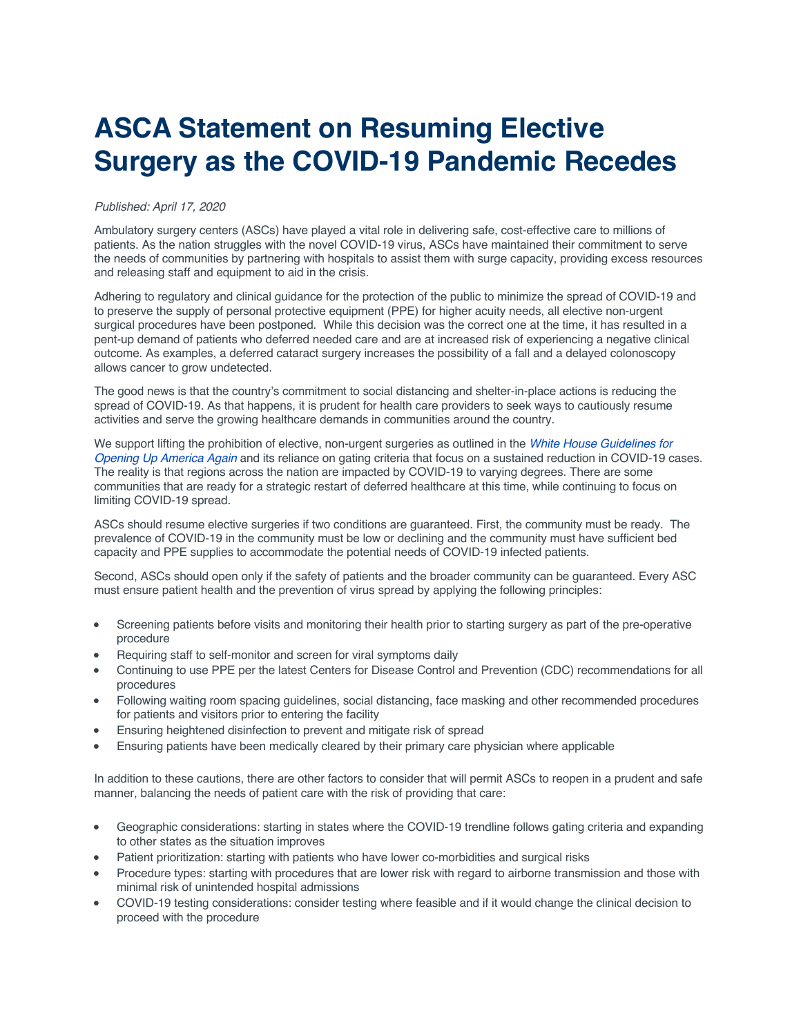# ASCA Statement on Resuming Elective Surgery as the COVID-19 Pandemic Recedes

*Published: April 17, 2020*

Ambulatory surgery centers (ASCs) have played a vital role in delivering safe, cost-effective care to millions of patients. As the nation struggles with the novel COVID-19 virus, ASCs have maintained their commitment to serve the needs of communities by partnering with hospitals to assist them with surge capacity, providing excess resources and releasing staff and equipment to aid in the crisis.

Adhering to regulatory and clinical guidance for the protection of the public to minimize the spread of COVID-19 and to preserve the supply of personal protective equipment (PPE) for higher acuity needs, all elective non-urgent surgical procedures have been postponed. While this decision was the correct one at the time, it has resulted in a pent-up demand of patients who deferred needed care and are at increased risk of experiencing a negative clinical outcome. As examples, a deferred cataract surgery increases the possibility of a fall and a delayed colonoscopy allows cancer to grow undetected.

The good news is that the country's commitment to social distancing and shelter-in-place actions is reducing the spread of COVID-19. As that happens, it is prudent for health care providers to seek ways to cautiously resume activities and serve the growing healthcare demands in communities around the country.

We support lifting the prohibition of elective, non-urgent surgeries as outlined in the *White House Guidelines for Opening Up America Again* and its reliance on gating criteria that focus on a sustained reduction in COVID-19 cases. The reality is that regions across the nation are impacted by COVID-19 to varying degrees. There are some communities that are ready for a strategic restart of deferred healthcare at this time, while continuing to focus on limiting COVID-19 spread.

ASCs should resume elective surgeries if two conditions are guaranteed. First, the community must be ready. The prevalence of COVID-19 in the community must be low or declining and the community must have sufficient bed capacity and PPE supplies to accommodate the potential needs of COVID-19 infected patients.

Second, ASCs should open only if the safety of patients and the broader community can be guaranteed. Every ASC must ensure patient health and the prevention of virus spread by applying the following principles:

- Screening patients before visits and monitoring their health prior to starting surgery as part of the pre-operative procedure
- Requiring staff to self-monitor and screen for viral symptoms daily
- Continuing to use PPE per the latest Centers for Disease Control and Prevention (CDC) recommendations for all procedures
- Following waiting room spacing guidelines, social distancing, face masking and other recommended procedures for patients and visitors prior to entering the facility
- Ensuring heightened disinfection to prevent and mitigate risk of spread
- Ensuring patients have been medically cleared by their primary care physician where applicable

In addition to these cautions, there are other factors to consider that will permit ASCs to reopen in a prudent and safe manner, balancing the needs of patient care with the risk of providing that care:

- Geographic considerations: starting in states where the COVID-19 trendline follows gating criteria and expanding to other states as the situation improves
- Patient prioritization: starting with patients who have lower co-morbidities and surgical risks
- Procedure types: starting with procedures that are lower risk with regard to airborne transmission and those with minimal risk of unintended hospital admissions
- COVID-19 testing considerations: consider testing where feasible and if it would change the clinical decision to proceed with the procedure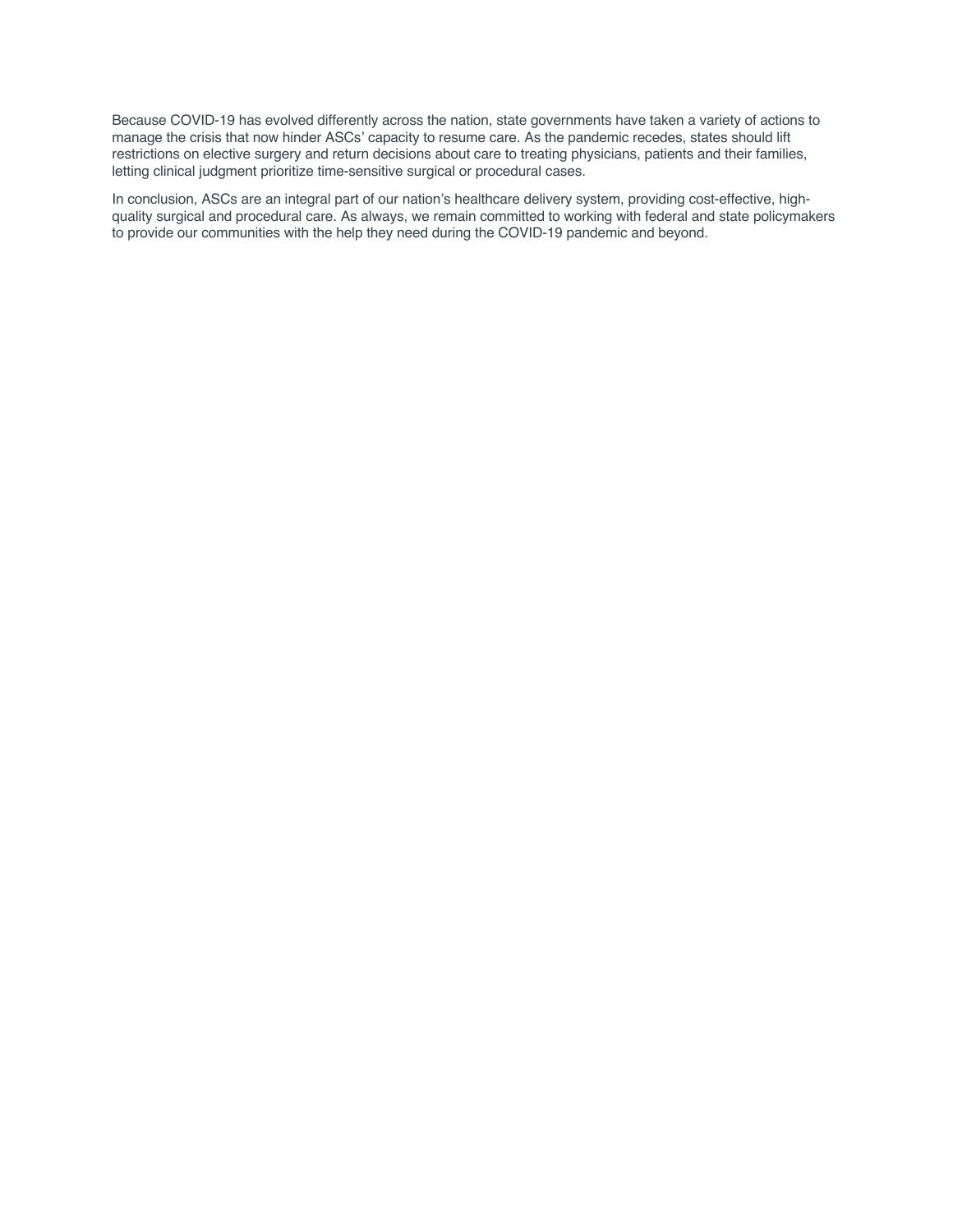Because COVID-19 has evolved differently across the nation, state governments have taken a variety of actions to manage the crisis that now hinder ASCs' capacity to resume care. As the pandemic recedes, states should lift restrictions on elective surgery and return decisions about care to treating physicians, patients and their families, letting clinical judgment prioritize time-sensitive surgical or procedural cases.

In conclusion, ASCs are an integral part of our nation's healthcare delivery system, providing cost-effective, high-quality surgical and procedural care. As always, we remain committed to working with federal and state policymakers to provide our communities with the help they need during the COVID-19 pandemic and beyond.